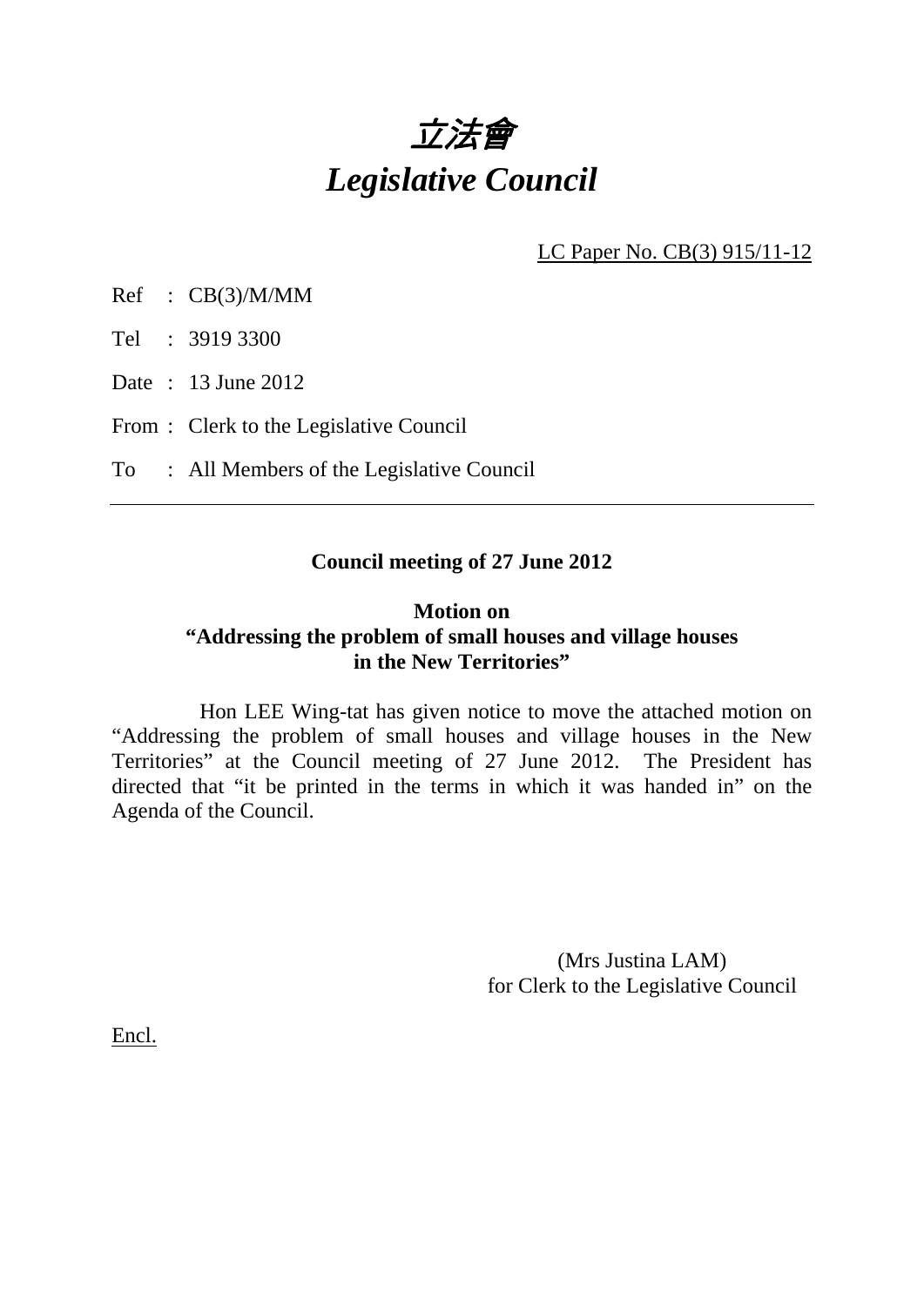# *立法會*
# *Legislative Council*

LC Paper No. CB(3) 915/11-12

Ref : CB(3)/M/MM

Tel : 3919 3300

Date : 13 June 2012

From : Clerk to the Legislative Council

To : All Members of the Legislative Council

---

**Council meeting of 27 June 2012**

**Motion on**
**"Addressing the problem of small houses and village houses in the New Territories"**

Hon LEE Wing-tat has given notice to move the attached motion on "Addressing the problem of small houses and village houses in the New Territories" at the Council meeting of 27 June 2012. The President has directed that "it be printed in the terms in which it was handed in" on the Agenda of the Council.

(Mrs Justina LAM)
for Clerk to the Legislative Council

Encl.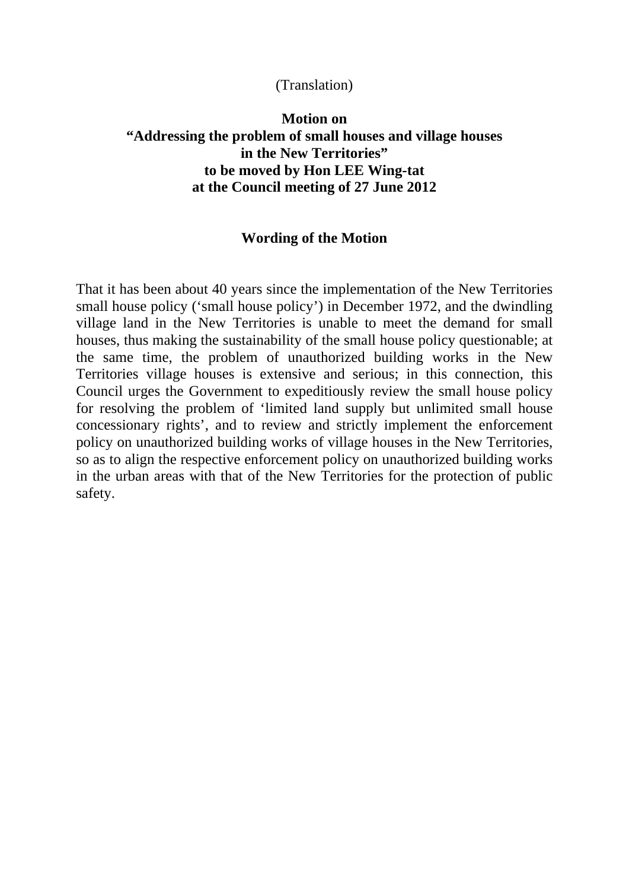(Translation)

# Motion on "Addressing the problem of small houses and village houses in the New Territories" to be moved by Hon LEE Wing-tat at the Council meeting of 27 June 2012

## Wording of the Motion

That it has been about 40 years since the implementation of the New Territories small house policy ('small house policy') in December 1972, and the dwindling village land in the New Territories is unable to meet the demand for small houses, thus making the sustainability of the small house policy questionable; at the same time, the problem of unauthorized building works in the New Territories village houses is extensive and serious; in this connection, this Council urges the Government to expeditiously review the small house policy for resolving the problem of 'limited land supply but unlimited small house concessionary rights', and to review and strictly implement the enforcement policy on unauthorized building works of village houses in the New Territories, so as to align the respective enforcement policy on unauthorized building works in the urban areas with that of the New Territories for the protection of public safety.